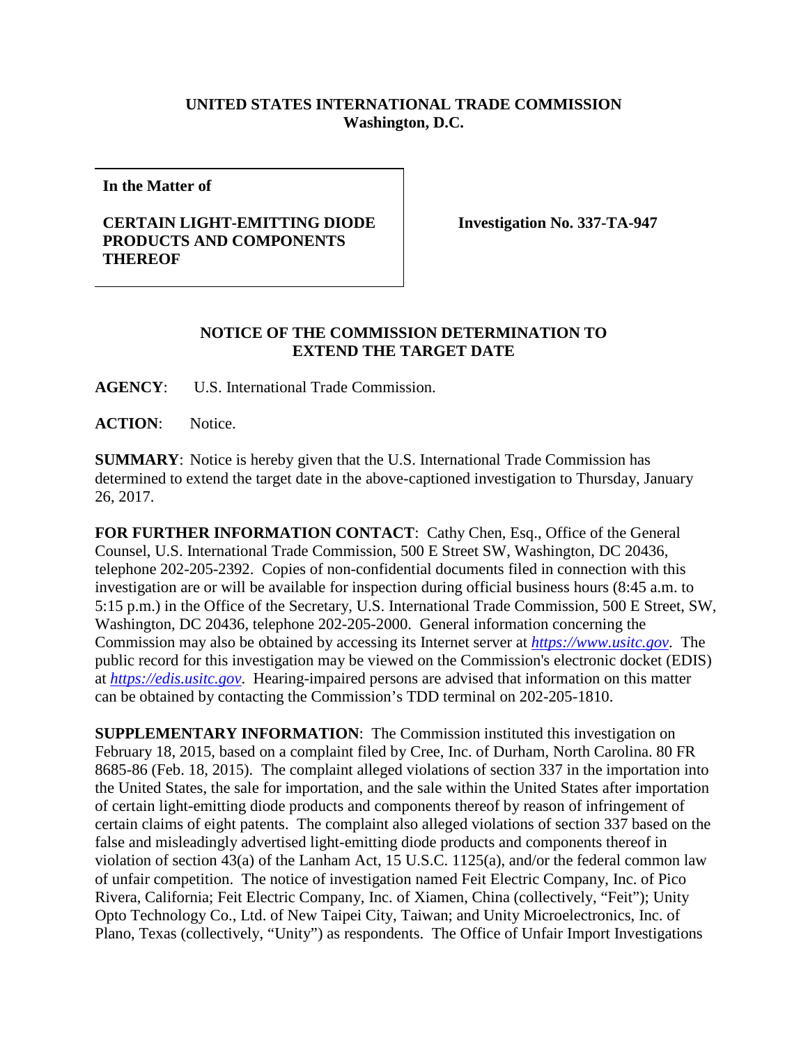**UNITED STATES INTERNATIONAL TRADE COMMISSION**
**Washington, D.C.**

| | |
|---|---|
| **In the Matter of**<br><br>**CERTAIN LIGHT-EMITTING DIODE PRODUCTS AND COMPONENTS THEREOF** | **Investigation No. 337-TA-947** |

**NOTICE OF THE COMMISSION DETERMINATION TO EXTEND THE TARGET DATE**

**AGENCY**: U.S. International Trade Commission.

**ACTION**: Notice.

**SUMMARY**: Notice is hereby given that the U.S. International Trade Commission has determined to extend the target date in the above-captioned investigation to Thursday, January 26, 2017.

**FOR FURTHER INFORMATION CONTACT**: Cathy Chen, Esq., Office of the General Counsel, U.S. International Trade Commission, 500 E Street SW, Washington, DC 20436, telephone 202-205-2392. Copies of non-confidential documents filed in connection with this investigation are or will be available for inspection during official business hours (8:45 a.m. to 5:15 p.m.) in the Office of the Secretary, U.S. International Trade Commission, 500 E Street, SW, Washington, DC 20436, telephone 202-205-2000. General information concerning the Commission may also be obtained by accessing its Internet server at *https://www.usitc.gov*. The public record for this investigation may be viewed on the Commission's electronic docket (EDIS) at *https://edis.usitc.gov*. Hearing-impaired persons are advised that information on this matter can be obtained by contacting the Commission's TDD terminal on 202-205-1810.

**SUPPLEMENTARY INFORMATION**: The Commission instituted this investigation on February 18, 2015, based on a complaint filed by Cree, Inc. of Durham, North Carolina. 80 FR 8685-86 (Feb. 18, 2015). The complaint alleged violations of section 337 in the importation into the United States, the sale for importation, and the sale within the United States after importation of certain light-emitting diode products and components thereof by reason of infringement of certain claims of eight patents. The complaint also alleged violations of section 337 based on the false and misleadingly advertised light-emitting diode products and components thereof in violation of section 43(a) of the Lanham Act, 15 U.S.C. 1125(a), and/or the federal common law of unfair competition. The notice of investigation named Feit Electric Company, Inc. of Pico Rivera, California; Feit Electric Company, Inc. of Xiamen, China (collectively, "Feit"); Unity Opto Technology Co., Ltd. of New Taipei City, Taiwan; and Unity Microelectronics, Inc. of Plano, Texas (collectively, "Unity") as respondents. The Office of Unfair Import Investigations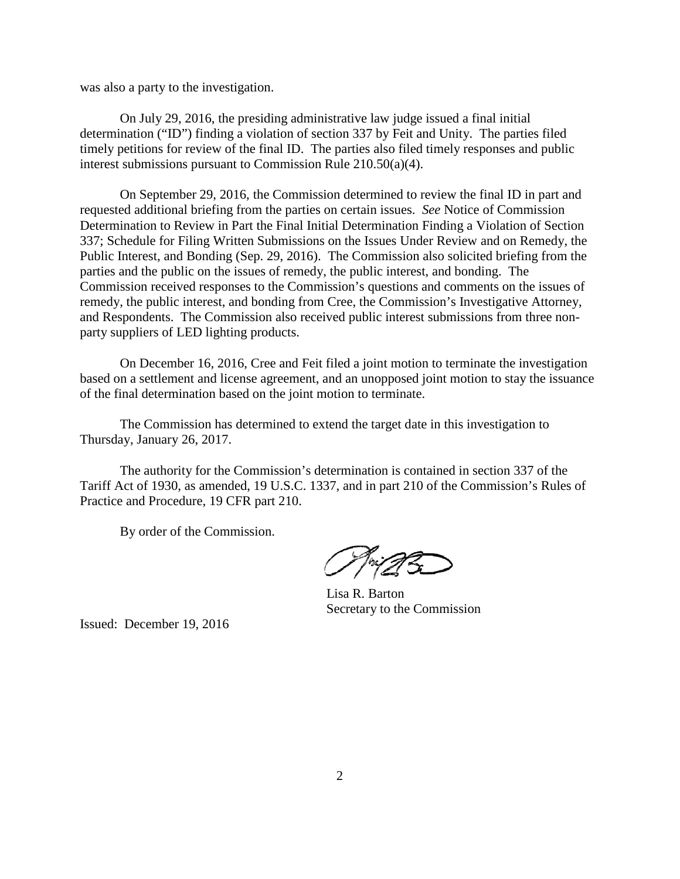was also a party to the investigation.

On July 29, 2016, the presiding administrative law judge issued a final initial determination ("ID") finding a violation of section 337 by Feit and Unity. The parties filed timely petitions for review of the final ID. The parties also filed timely responses and public interest submissions pursuant to Commission Rule 210.50(a)(4).

On September 29, 2016, the Commission determined to review the final ID in part and requested additional briefing from the parties on certain issues. *See* Notice of Commission Determination to Review in Part the Final Initial Determination Finding a Violation of Section 337; Schedule for Filing Written Submissions on the Issues Under Review and on Remedy, the Public Interest, and Bonding (Sep. 29, 2016). The Commission also solicited briefing from the parties and the public on the issues of remedy, the public interest, and bonding. The Commission received responses to the Commission's questions and comments on the issues of remedy, the public interest, and bonding from Cree, the Commission's Investigative Attorney, and Respondents. The Commission also received public interest submissions from three non-party suppliers of LED lighting products.

On December 16, 2016, Cree and Feit filed a joint motion to terminate the investigation based on a settlement and license agreement, and an unopposed joint motion to stay the issuance of the final determination based on the joint motion to terminate.

The Commission has determined to extend the target date in this investigation to Thursday, January 26, 2017.

The authority for the Commission's determination is contained in section 337 of the Tariff Act of 1930, as amended, 19 U.S.C. 1337, and in part 210 of the Commission's Rules of Practice and Procedure, 19 CFR part 210.

By order of the Commission.

Lisa R. Barton
Secretary to the Commission

Issued: December 19, 2016